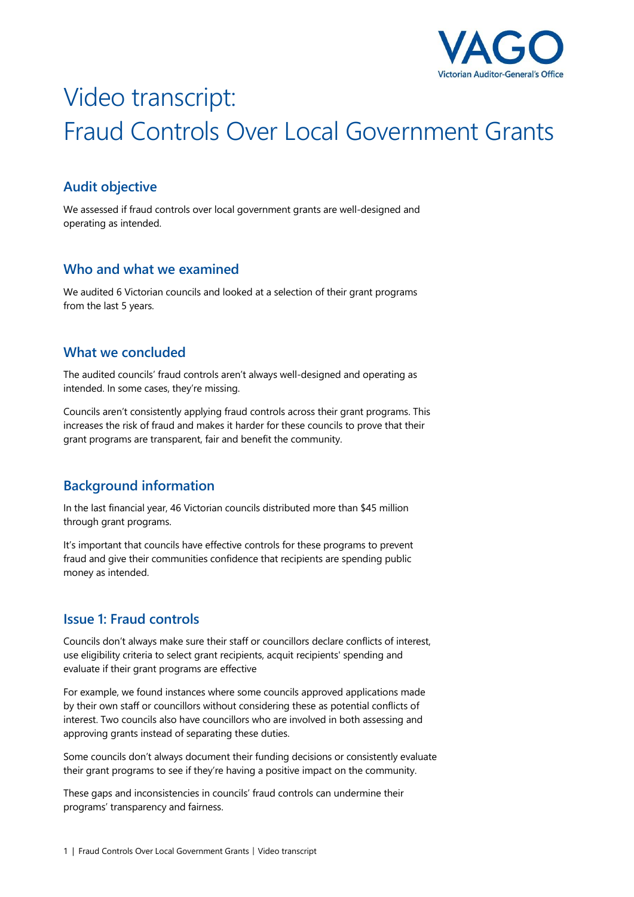# Video transcript: Fraud Controls Over Local Government Grants

## Audit objective

We assessed if fraud controls over local government grants are well-designed and operating as intended.

## Who and what we examined

We audited 6 Victorian councils and looked at a selection of their grant programs from the last 5 years.

## What we concluded

The audited councils' fraud controls aren't always well-designed and operating as intended. In some cases, they're missing.

Councils aren't consistently applying fraud controls across their grant programs. This increases the risk of fraud and makes it harder for these councils to prove that their grant programs are transparent, fair and benefit the community.

## Background information

In the last financial year, 46 Victorian councils distributed more than $45 million through grant programs.

It's important that councils have effective controls for these programs to prevent fraud and give their communities confidence that recipients are spending public money as intended.

## Issue 1: Fraud controls

Councils don't always make sure their staff or councillors declare conflicts of interest, use eligibility criteria to select grant recipients, acquit recipients' spending and evaluate if their grant programs are effective

For example, we found instances where some councils approved applications made by their own staff or councillors without considering these as potential conflicts of interest. Two councils also have councillors who are involved in both assessing and approving grants instead of separating these duties.

Some councils don't always document their funding decisions or consistently evaluate their grant programs to see if they're having a positive impact on the community.

These gaps and inconsistencies in councils' fraud controls can undermine their programs' transparency and fairness.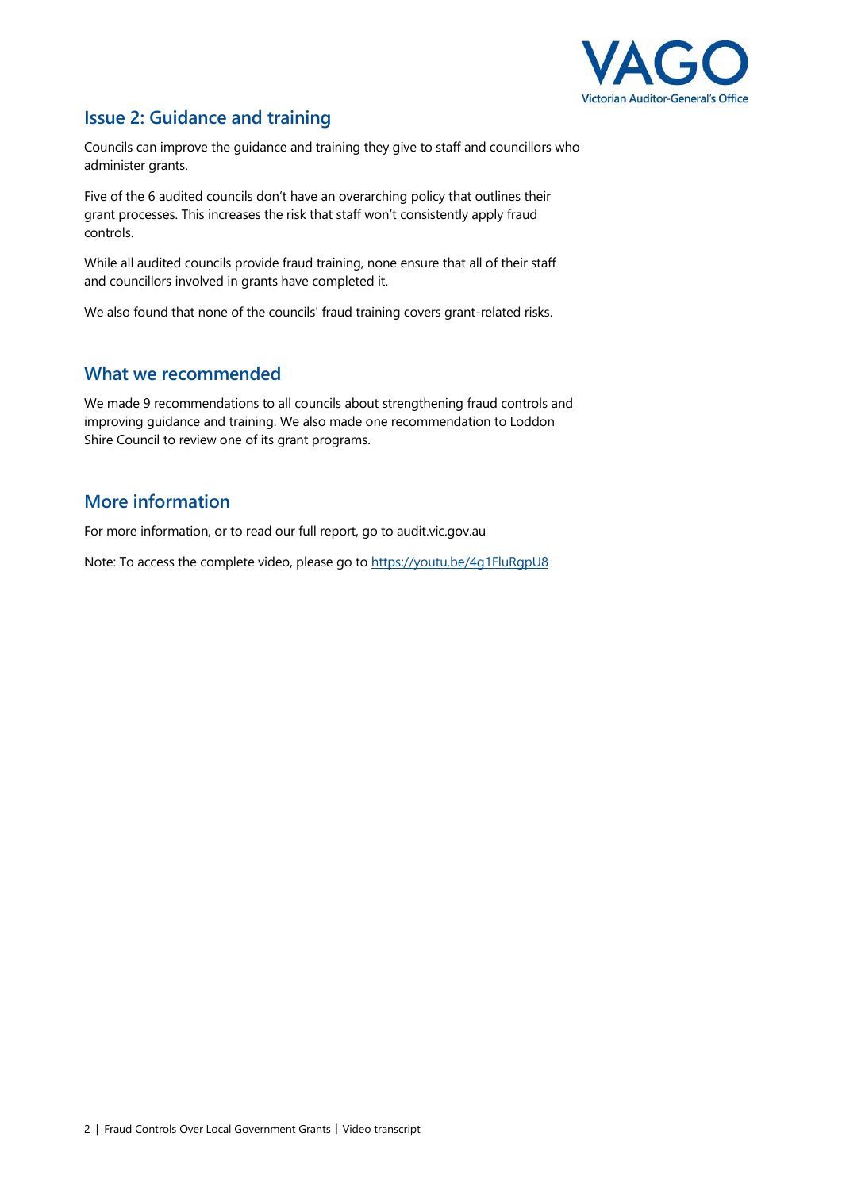## Issue 2: Guidance and training

Councils can improve the guidance and training they give to staff and councillors who administer grants.

Five of the 6 audited councils don't have an overarching policy that outlines their grant processes. This increases the risk that staff won't consistently apply fraud controls.

While all audited councils provide fraud training, none ensure that all of their staff and councillors involved in grants have completed it.

We also found that none of the councils' fraud training covers grant-related risks.

## What we recommended

We made 9 recommendations to all councils about strengthening fraud controls and improving guidance and training. We also made one recommendation to Loddon Shire Council to review one of its grant programs.

## More information

For more information, or to read our full report, go to audit.vic.gov.au

Note: To access the complete video, please go to https://youtu.be/4g1FluRgpU8